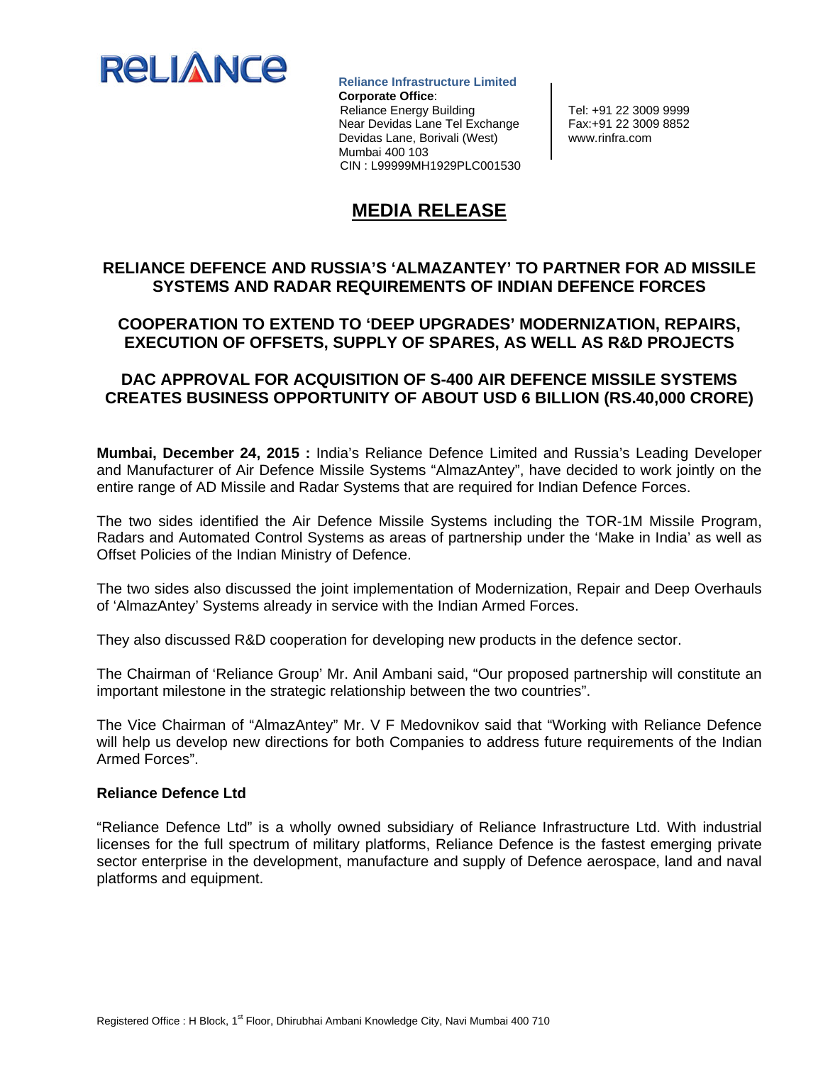**Reliance Infrastructure Limited**
**Corporate Office**:
Reliance Energy Building
Near Devidas Lane Tel Exchange
Devidas Lane, Borivali (West)
Mumbai 400 103
CIN : L99999MH1929PLC001530

Tel: +91 22 3009 9999
Fax:+91 22 3009 8852
www.rinfra.com

# MEDIA RELEASE

## RELIANCE DEFENCE AND RUSSIA'S 'ALMAZANTEY' TO PARTNER FOR AD MISSILE SYSTEMS AND RADAR REQUIREMENTS OF INDIAN DEFENCE FORCES

## COOPERATION TO EXTEND TO 'DEEP UPGRADES' MODERNIZATION, REPAIRS, EXECUTION OF OFFSETS, SUPPLY OF SPARES, AS WELL AS R&D PROJECTS

## DAC APPROVAL FOR ACQUISITION OF S-400 AIR DEFENCE MISSILE SYSTEMS CREATES BUSINESS OPPORTUNITY OF ABOUT USD 6 BILLION (RS.40,000 CRORE)

**Mumbai, December 24, 2015 :** India's Reliance Defence Limited and Russia's Leading Developer and Manufacturer of Air Defence Missile Systems "AlmazAntey", have decided to work jointly on the entire range of AD Missile and Radar Systems that are required for Indian Defence Forces.

The two sides identified the Air Defence Missile Systems including the TOR-1M Missile Program, Radars and Automated Control Systems as areas of partnership under the 'Make in India' as well as Offset Policies of the Indian Ministry of Defence.

The two sides also discussed the joint implementation of Modernization, Repair and Deep Overhauls of 'AlmazAntey' Systems already in service with the Indian Armed Forces.

They also discussed R&D cooperation for developing new products in the defence sector.

The Chairman of 'Reliance Group' Mr. Anil Ambani said, "Our proposed partnership will constitute an important milestone in the strategic relationship between the two countries".

The Vice Chairman of "AlmazAntey" Mr. V F Medovnikov said that "Working with Reliance Defence will help us develop new directions for both Companies to address future requirements of the Indian Armed Forces".

**Reliance Defence Ltd**

"Reliance Defence Ltd" is a wholly owned subsidiary of Reliance Infrastructure Ltd. With industrial licenses for the full spectrum of military platforms, Reliance Defence is the fastest emerging private sector enterprise in the development, manufacture and supply of Defence aerospace, land and naval platforms and equipment.

Registered Office : H Block, 1st Floor, Dhirubhai Ambani Knowledge City, Navi Mumbai 400 710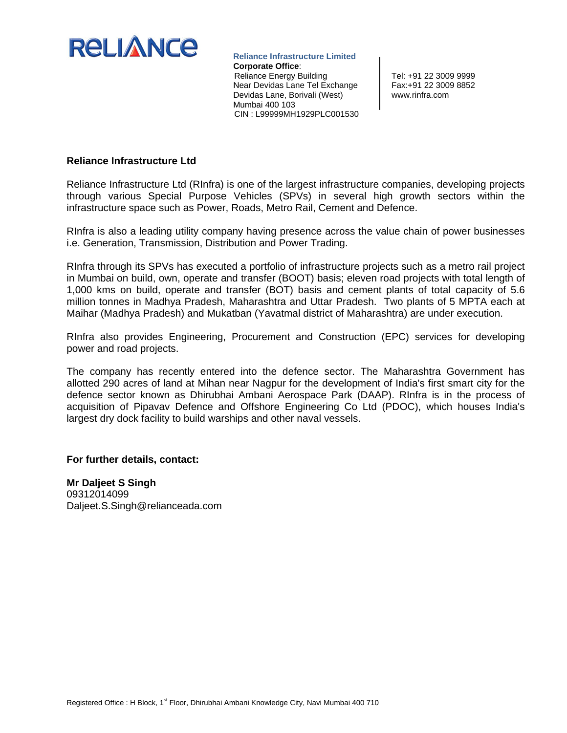**Reliance Infrastructure Limited**
**Corporate Office**:
Reliance Energy Building
Near Devidas Lane Tel Exchange
Devidas Lane, Borivali (West)
Mumbai 400 103
CIN : L99999MH1929PLC001530

Tel: +91 22 3009 9999
Fax:+91 22 3009 8852
www.rinfra.com

**Reliance Infrastructure Ltd**

Reliance Infrastructure Ltd (RInfra) is one of the largest infrastructure companies, developing projects through various Special Purpose Vehicles (SPVs) in several high growth sectors within the infrastructure space such as Power, Roads, Metro Rail, Cement and Defence.

RInfra is also a leading utility company having presence across the value chain of power businesses i.e. Generation, Transmission, Distribution and Power Trading.

RInfra through its SPVs has executed a portfolio of infrastructure projects such as a metro rail project in Mumbai on build, own, operate and transfer (BOOT) basis; eleven road projects with total length of 1,000 kms on build, operate and transfer (BOT) basis and cement plants of total capacity of 5.6 million tonnes in Madhya Pradesh, Maharashtra and Uttar Pradesh. Two plants of 5 MPTA each at Maihar (Madhya Pradesh) and Mukatban (Yavatmal district of Maharashtra) are under execution.

RInfra also provides Engineering, Procurement and Construction (EPC) services for developing power and road projects.

The company has recently entered into the defence sector. The Maharashtra Government has allotted 290 acres of land at Mihan near Nagpur for the development of India's first smart city for the defence sector known as Dhirubhai Ambani Aerospace Park (DAAP). RInfra is in the process of acquisition of Pipavav Defence and Offshore Engineering Co Ltd (PDOC), which houses India's largest dry dock facility to build warships and other naval vessels.

**For further details, contact:**

**Mr Daljeet S Singh**
09312014099
Daljeet.S.Singh@relianceada.com

Registered Office : H Block, 1st Floor, Dhirubhai Ambani Knowledge City, Navi Mumbai 400 710